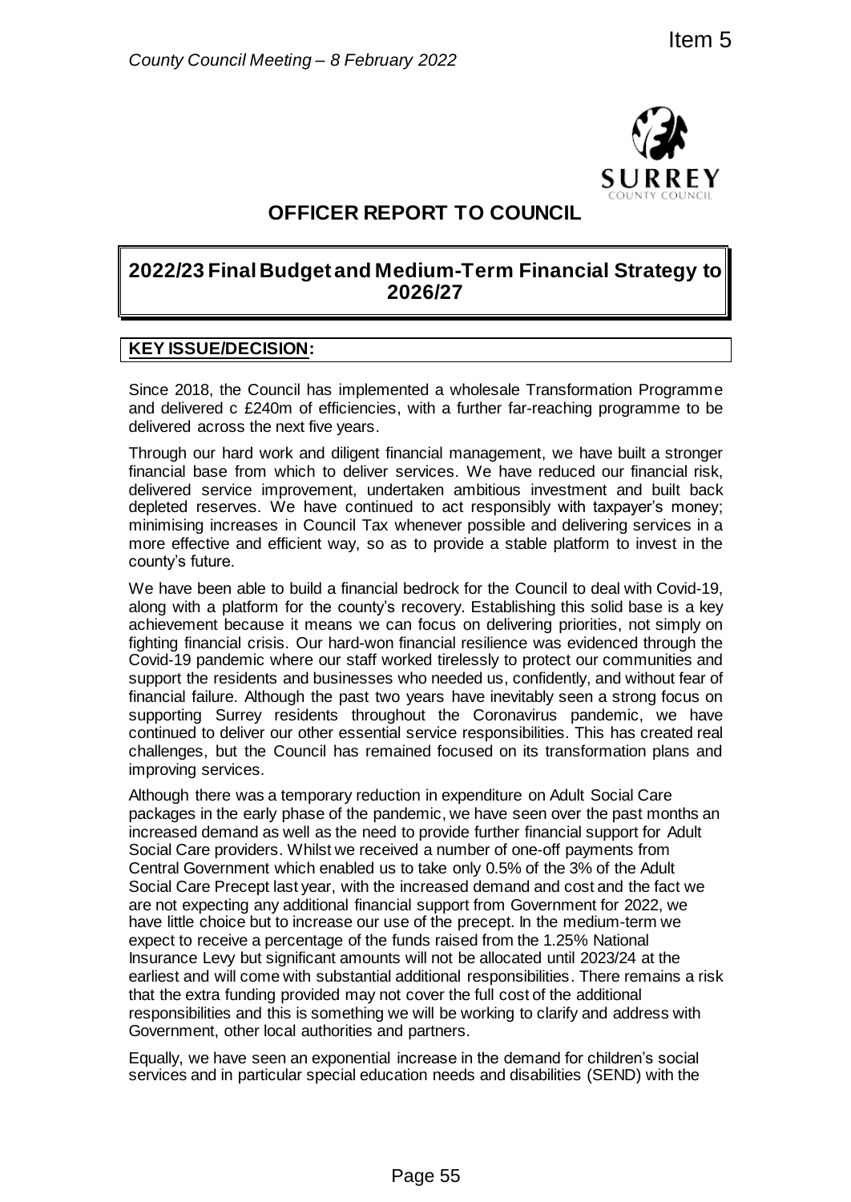Item 5

*County Council Meeting – 8 February 2022*

# OFFICER REPORT TO COUNCIL

## 2022/23 Final Budget and Medium-Term Financial Strategy to 2026/27

### KEY ISSUE/DECISION:

Since 2018, the Council has implemented a wholesale Transformation Programme and delivered c £240m of efficiencies, with a further far-reaching programme to be delivered across the next five years.

Through our hard work and diligent financial management, we have built a stronger financial base from which to deliver services. We have reduced our financial risk, delivered service improvement, undertaken ambitious investment and built back depleted reserves. We have continued to act responsibly with taxpayer's money; minimising increases in Council Tax whenever possible and delivering services in a more effective and efficient way, so as to provide a stable platform to invest in the county's future.

We have been able to build a financial bedrock for the Council to deal with Covid-19, along with a platform for the county's recovery. Establishing this solid base is a key achievement because it means we can focus on delivering priorities, not simply on fighting financial crisis. Our hard-won financial resilience was evidenced through the Covid-19 pandemic where our staff worked tirelessly to protect our communities and support the residents and businesses who needed us, confidently, and without fear of financial failure. Although the past two years have inevitably seen a strong focus on supporting Surrey residents throughout the Coronavirus pandemic, we have continued to deliver our other essential service responsibilities. This has created real challenges, but the Council has remained focused on its transformation plans and improving services.

Although there was a temporary reduction in expenditure on Adult Social Care packages in the early phase of the pandemic, we have seen over the past months an increased demand as well as the need to provide further financial support for Adult Social Care providers. Whilst we received a number of one-off payments from Central Government which enabled us to take only 0.5% of the 3% of the Adult Social Care Precept last year, with the increased demand and cost and the fact we are not expecting any additional financial support from Government for 2022, we have little choice but to increase our use of the precept. In the medium-term we expect to receive a percentage of the funds raised from the 1.25% National Insurance Levy but significant amounts will not be allocated until 2023/24 at the earliest and will come with substantial additional responsibilities. There remains a risk that the extra funding provided may not cover the full cost of the additional responsibilities and this is something we will be working to clarify and address with Government, other local authorities and partners.

Equally, we have seen an exponential increase in the demand for children's social services and in particular special education needs and disabilities (SEND) with the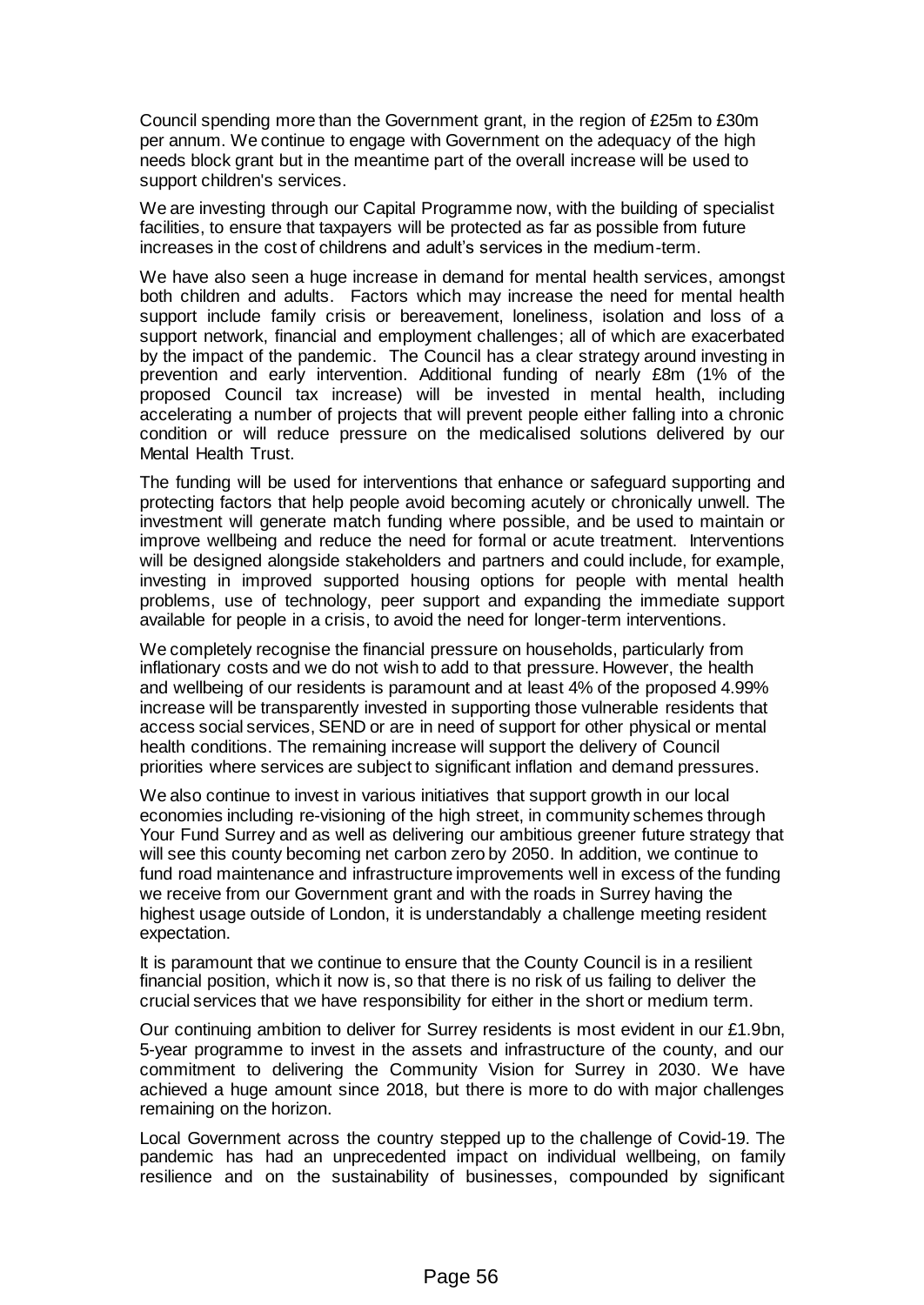Council spending more than the Government grant, in the region of £25m to £30m per annum. We continue to engage with Government on the adequacy of the high needs block grant but in the meantime part of the overall increase will be used to support children's services.

We are investing through our Capital Programme now, with the building of specialist facilities, to ensure that taxpayers will be protected as far as possible from future increases in the cost of childrens and adult's services in the medium-term.

We have also seen a huge increase in demand for mental health services, amongst both children and adults. Factors which may increase the need for mental health support include family crisis or bereavement, loneliness, isolation and loss of a support network, financial and employment challenges; all of which are exacerbated by the impact of the pandemic. The Council has a clear strategy around investing in prevention and early intervention. Additional funding of nearly £8m (1% of the proposed Council tax increase) will be invested in mental health, including accelerating a number of projects that will prevent people either falling into a chronic condition or will reduce pressure on the medicalised solutions delivered by our Mental Health Trust.

The funding will be used for interventions that enhance or safeguard supporting and protecting factors that help people avoid becoming acutely or chronically unwell. The investment will generate match funding where possible, and be used to maintain or improve wellbeing and reduce the need for formal or acute treatment. Interventions will be designed alongside stakeholders and partners and could include, for example, investing in improved supported housing options for people with mental health problems, use of technology, peer support and expanding the immediate support available for people in a crisis, to avoid the need for longer-term interventions.

We completely recognise the financial pressure on households, particularly from inflationary costs and we do not wish to add to that pressure. However, the health and wellbeing of our residents is paramount and at least 4% of the proposed 4.99% increase will be transparently invested in supporting those vulnerable residents that access social services, SEND or are in need of support for other physical or mental health conditions. The remaining increase will support the delivery of Council priorities where services are subject to significant inflation and demand pressures.

We also continue to invest in various initiatives that support growth in our local economies including re-visioning of the high street, in community schemes through Your Fund Surrey and as well as delivering our ambitious greener future strategy that will see this county becoming net carbon zero by 2050. In addition, we continue to fund road maintenance and infrastructure improvements well in excess of the funding we receive from our Government grant and with the roads in Surrey having the highest usage outside of London, it is understandably a challenge meeting resident expectation.

It is paramount that we continue to ensure that the County Council is in a resilient financial position, which it now is, so that there is no risk of us failing to deliver the crucial services that we have responsibility for either in the short or medium term.

Our continuing ambition to deliver for Surrey residents is most evident in our £1.9bn, 5-year programme to invest in the assets and infrastructure of the county, and our commitment to delivering the Community Vision for Surrey in 2030. We have achieved a huge amount since 2018, but there is more to do with major challenges remaining on the horizon.

Local Government across the country stepped up to the challenge of Covid-19. The pandemic has had an unprecedented impact on individual wellbeing, on family resilience and on the sustainability of businesses, compounded by significant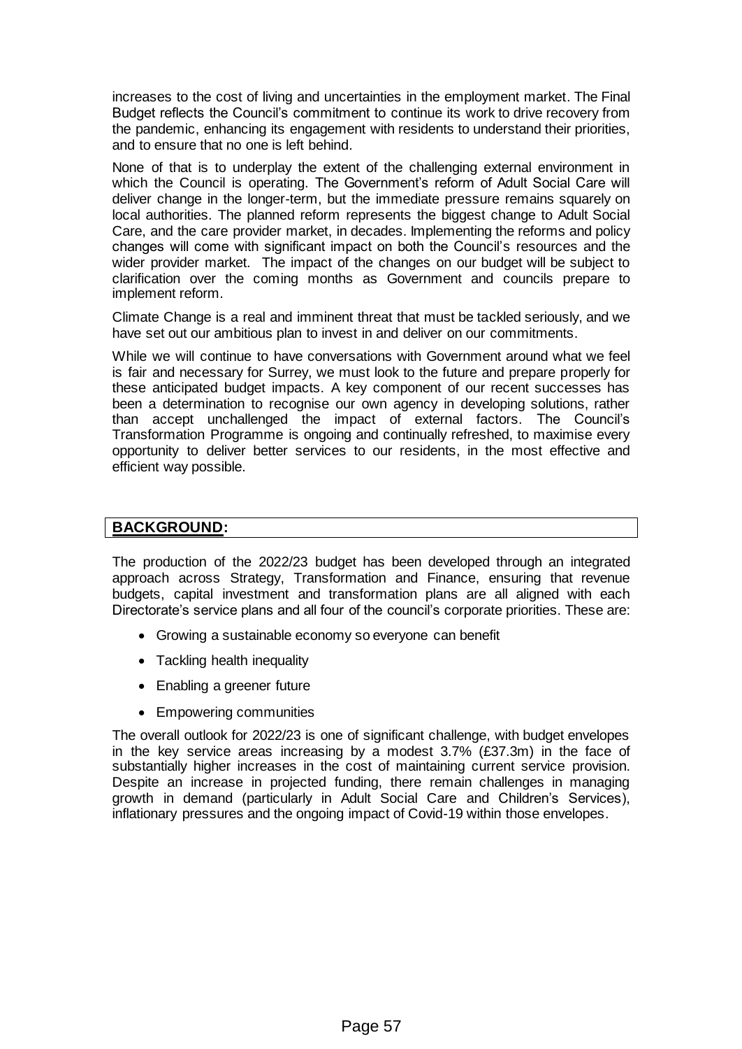increases to the cost of living and uncertainties in the employment market. The Final Budget reflects the Council's commitment to continue its work to drive recovery from the pandemic, enhancing its engagement with residents to understand their priorities, and to ensure that no one is left behind.

None of that is to underplay the extent of the challenging external environment in which the Council is operating. The Government's reform of Adult Social Care will deliver change in the longer-term, but the immediate pressure remains squarely on local authorities. The planned reform represents the biggest change to Adult Social Care, and the care provider market, in decades. Implementing the reforms and policy changes will come with significant impact on both the Council's resources and the wider provider market. The impact of the changes on our budget will be subject to clarification over the coming months as Government and councils prepare to implement reform.

Climate Change is a real and imminent threat that must be tackled seriously, and we have set out our ambitious plan to invest in and deliver on our commitments.

While we will continue to have conversations with Government around what we feel is fair and necessary for Surrey, we must look to the future and prepare properly for these anticipated budget impacts. A key component of our recent successes has been a determination to recognise our own agency in developing solutions, rather than accept unchallenged the impact of external factors. The Council's Transformation Programme is ongoing and continually refreshed, to maximise every opportunity to deliver better services to our residents, in the most effective and efficient way possible.

## BACKGROUND:

The production of the 2022/23 budget has been developed through an integrated approach across Strategy, Transformation and Finance, ensuring that revenue budgets, capital investment and transformation plans are all aligned with each Directorate's service plans and all four of the council's corporate priorities. These are:

- Growing a sustainable economy so everyone can benefit
- Tackling health inequality
- Enabling a greener future
- Empowering communities

The overall outlook for 2022/23 is one of significant challenge, with budget envelopes in the key service areas increasing by a modest 3.7% (£37.3m) in the face of substantially higher increases in the cost of maintaining current service provision. Despite an increase in projected funding, there remain challenges in managing growth in demand (particularly in Adult Social Care and Children's Services), inflationary pressures and the ongoing impact of Covid-19 within those envelopes.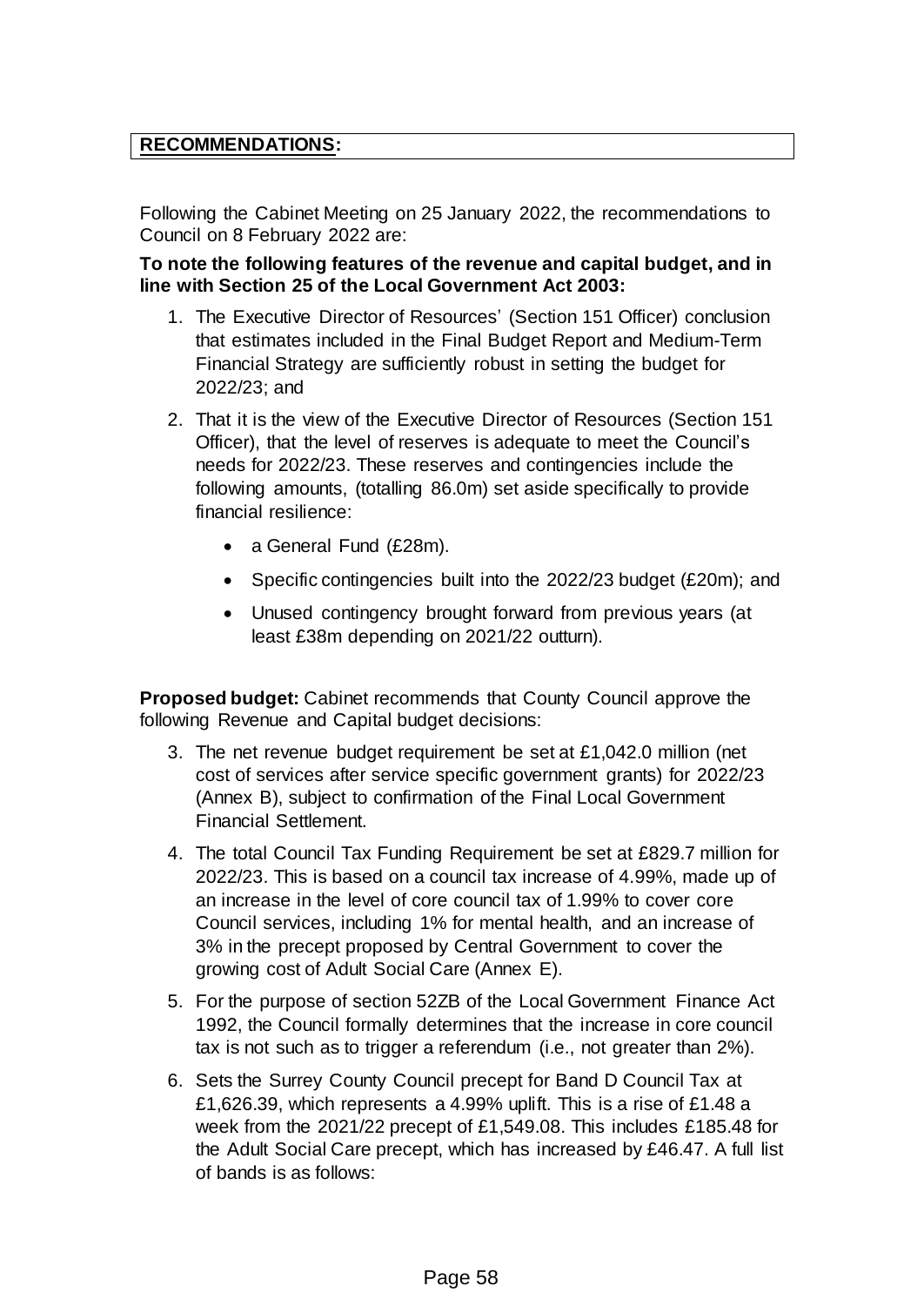**RECOMMENDATIONS:**

Following the Cabinet Meeting on 25 January 2022, the recommendations to Council on 8 February 2022 are:

**To note the following features of the revenue and capital budget, and in line with Section 25 of the Local Government Act 2003:**

1. The Executive Director of Resources' (Section 151 Officer) conclusion that estimates included in the Final Budget Report and Medium-Term Financial Strategy are sufficiently robust in setting the budget for 2022/23; and
2. That it is the view of the Executive Director of Resources (Section 151 Officer), that the level of reserves is adequate to meet the Council's needs for 2022/23. These reserves and contingencies include the following amounts, (totalling 86.0m) set aside specifically to provide financial resilience:
   - a General Fund (£28m).
   - Specific contingencies built into the 2022/23 budget (£20m); and
   - Unused contingency brought forward from previous years (at least £38m depending on 2021/22 outturn).

**Proposed budget:** Cabinet recommends that County Council approve the following Revenue and Capital budget decisions:

3. The net revenue budget requirement be set at £1,042.0 million (net cost of services after service specific government grants) for 2022/23 (Annex B), subject to confirmation of the Final Local Government Financial Settlement.
4. The total Council Tax Funding Requirement be set at £829.7 million for 2022/23. This is based on a council tax increase of 4.99%, made up of an increase in the level of core council tax of 1.99% to cover core Council services, including 1% for mental health, and an increase of 3% in the precept proposed by Central Government to cover the growing cost of Adult Social Care (Annex E).
5. For the purpose of section 52ZB of the Local Government Finance Act 1992, the Council formally determines that the increase in core council tax is not such as to trigger a referendum (i.e., not greater than 2%).
6. Sets the Surrey County Council precept for Band D Council Tax at £1,626.39, which represents a 4.99% uplift. This is a rise of £1.48 a week from the 2021/22 precept of £1,549.08. This includes £185.48 for the Adult Social Care precept, which has increased by £46.47. A full list of bands is as follows: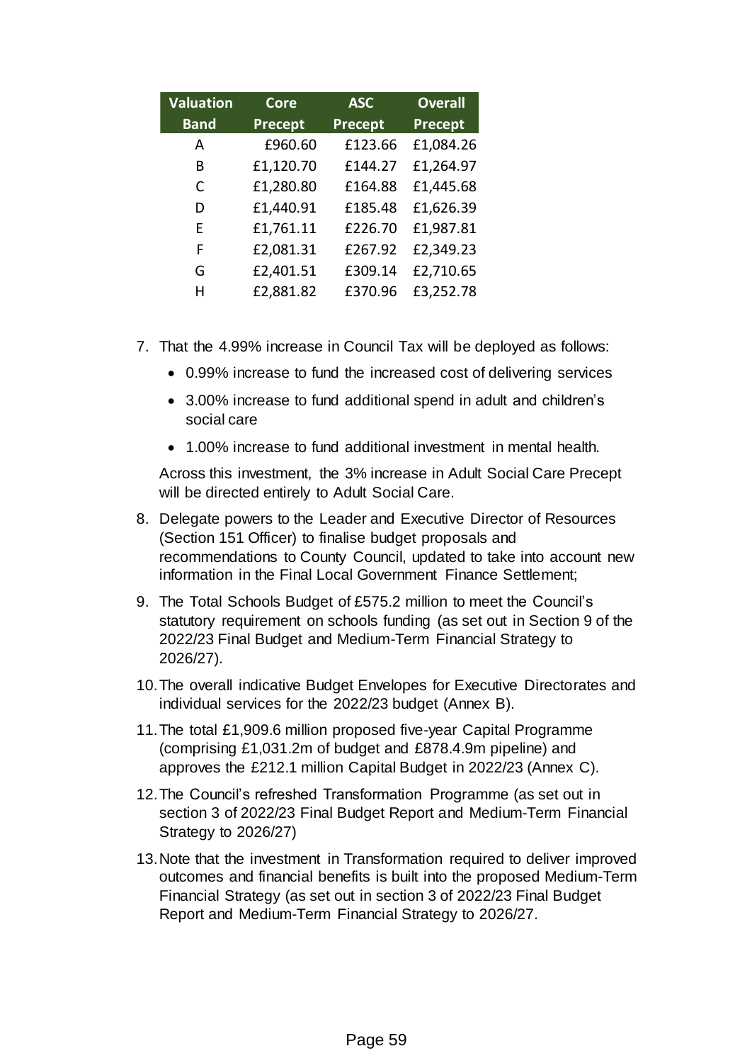| Valuation Band | Core Precept | ASC Precept | Overall Precept |
| --- | --- | --- | --- |
| A | £960.60 | £123.66 | £1,084.26 |
| B | £1,120.70 | £144.27 | £1,264.97 |
| C | £1,280.80 | £164.88 | £1,445.68 |
| D | £1,440.91 | £185.48 | £1,626.39 |
| E | £1,761.11 | £226.70 | £1,987.81 |
| F | £2,081.31 | £267.92 | £2,349.23 |
| G | £2,401.51 | £309.14 | £2,710.65 |
| H | £2,881.82 | £370.96 | £3,252.78 |

7. That the 4.99% increase in Council Tax will be deployed as follows:
   - 0.99% increase to fund the increased cost of delivering services
   - 3.00% increase to fund additional spend in adult and children's social care
   - 1.00% increase to fund additional investment in mental health.

   Across this investment, the 3% increase in Adult Social Care Precept will be directed entirely to Adult Social Care.
8. Delegate powers to the Leader and Executive Director of Resources (Section 151 Officer) to finalise budget proposals and recommendations to County Council, updated to take into account new information in the Final Local Government Finance Settlement;
9. The Total Schools Budget of £575.2 million to meet the Council's statutory requirement on schools funding (as set out in Section 9 of the 2022/23 Final Budget and Medium-Term Financial Strategy to 2026/27).
10. The overall indicative Budget Envelopes for Executive Directorates and individual services for the 2022/23 budget (Annex B).
11. The total £1,909.6 million proposed five-year Capital Programme (comprising £1,031.2m of budget and £878.4.9m pipeline) and approves the £212.1 million Capital Budget in 2022/23 (Annex C).
12. The Council's refreshed Transformation Programme (as set out in section 3 of 2022/23 Final Budget Report and Medium-Term Financial Strategy to 2026/27)
13. Note that the investment in Transformation required to deliver improved outcomes and financial benefits is built into the proposed Medium-Term Financial Strategy (as set out in section 3 of 2022/23 Final Budget Report and Medium-Term Financial Strategy to 2026/27.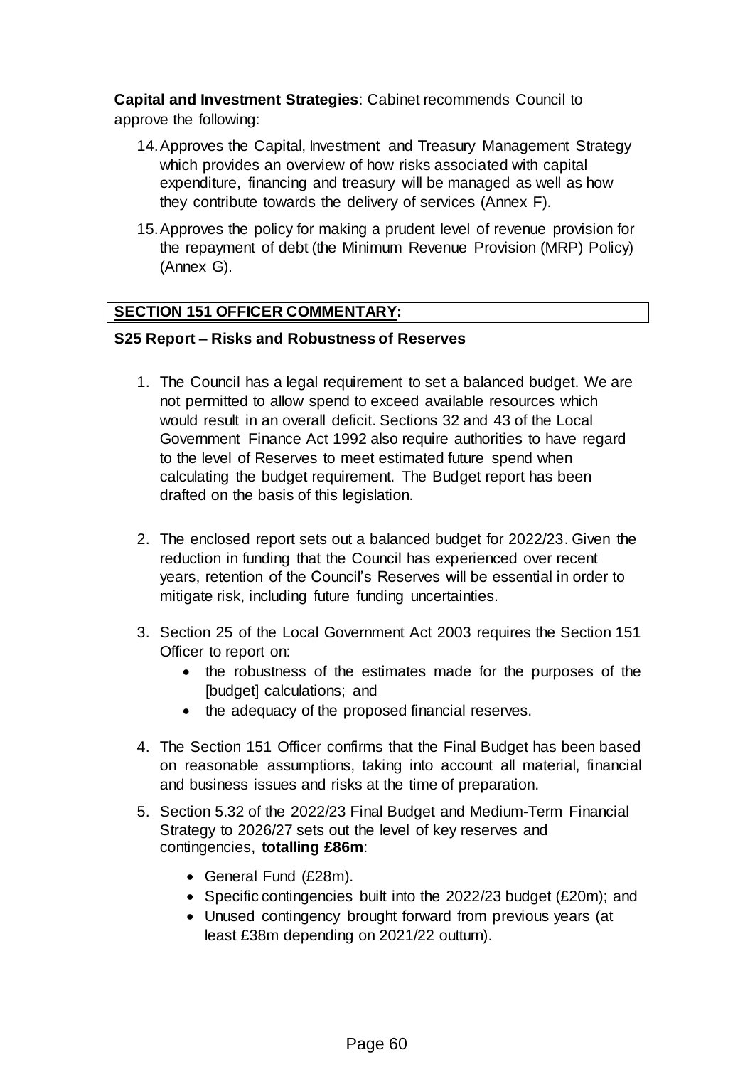**Capital and Investment Strategies**: Cabinet recommends Council to approve the following:

14. Approves the Capital, Investment and Treasury Management Strategy which provides an overview of how risks associated with capital expenditure, financing and treasury will be managed as well as how they contribute towards the delivery of services (Annex F).
15. Approves the policy for making a prudent level of revenue provision for the repayment of debt (the Minimum Revenue Provision (MRP) Policy) (Annex G).

## SECTION 151 OFFICER COMMENTARY:

### S25 Report – Risks and Robustness of Reserves

1. The Council has a legal requirement to set a balanced budget. We are not permitted to allow spend to exceed available resources which would result in an overall deficit. Sections 32 and 43 of the Local Government Finance Act 1992 also require authorities to have regard to the level of Reserves to meet estimated future spend when calculating the budget requirement. The Budget report has been drafted on the basis of this legislation.
2. The enclosed report sets out a balanced budget for 2022/23. Given the reduction in funding that the Council has experienced over recent years, retention of the Council's Reserves will be essential in order to mitigate risk, including future funding uncertainties.
3. Section 25 of the Local Government Act 2003 requires the Section 151 Officer to report on:
   - the robustness of the estimates made for the purposes of the [budget] calculations; and
   - the adequacy of the proposed financial reserves.
4. The Section 151 Officer confirms that the Final Budget has been based on reasonable assumptions, taking into account all material, financial and business issues and risks at the time of preparation.
5. Section 5.32 of the 2022/23 Final Budget and Medium-Term Financial Strategy to 2026/27 sets out the level of key reserves and contingencies, **totalling £86m**:
   - General Fund (£28m).
   - Specific contingencies built into the 2022/23 budget (£20m); and
   - Unused contingency brought forward from previous years (at least £38m depending on 2021/22 outturn).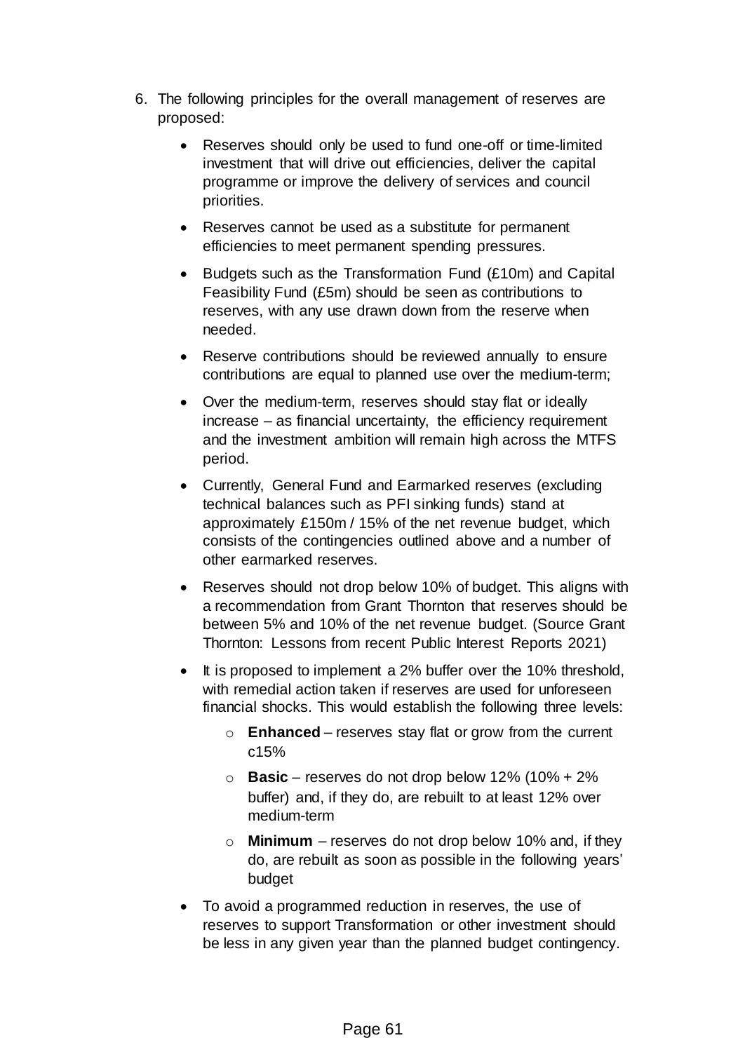6. The following principles for the overall management of reserves are proposed:

   - Reserves should only be used to fund one-off or time-limited investment that will drive out efficiencies, deliver the capital programme or improve the delivery of services and council priorities.
   - Reserves cannot be used as a substitute for permanent efficiencies to meet permanent spending pressures.
   - Budgets such as the Transformation Fund (£10m) and Capital Feasibility Fund (£5m) should be seen as contributions to reserves, with any use drawn down from the reserve when needed.
   - Reserve contributions should be reviewed annually to ensure contributions are equal to planned use over the medium-term;
   - Over the medium-term, reserves should stay flat or ideally increase – as financial uncertainty, the efficiency requirement and the investment ambition will remain high across the MTFS period.
   - Currently, General Fund and Earmarked reserves (excluding technical balances such as PFI sinking funds) stand at approximately £150m / 15% of the net revenue budget, which consists of the contingencies outlined above and a number of other earmarked reserves.
   - Reserves should not drop below 10% of budget. This aligns with a recommendation from Grant Thornton that reserves should be between 5% and 10% of the net revenue budget. (Source Grant Thornton: Lessons from recent Public Interest Reports 2021)
   - It is proposed to implement a 2% buffer over the 10% threshold, with remedial action taken if reserves are used for unforeseen financial shocks. This would establish the following three levels:
     - **Enhanced** – reserves stay flat or grow from the current c15%
     - **Basic** – reserves do not drop below 12% (10% + 2% buffer) and, if they do, are rebuilt to at least 12% over medium-term
     - **Minimum** – reserves do not drop below 10% and, if they do, are rebuilt as soon as possible in the following years' budget
   - To avoid a programmed reduction in reserves, the use of reserves to support Transformation or other investment should be less in any given year than the planned budget contingency.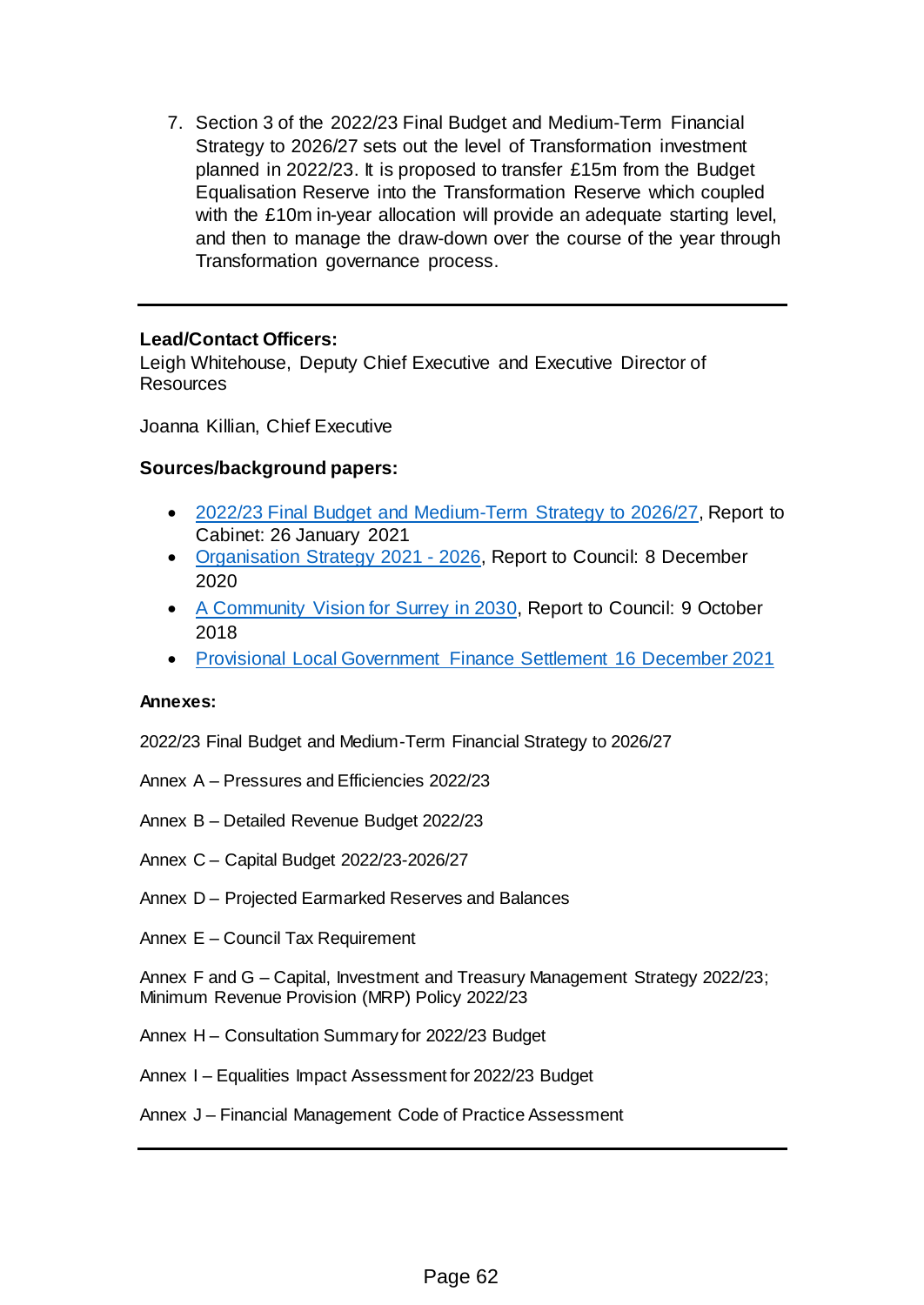7. Section 3 of the 2022/23 Final Budget and Medium-Term Financial Strategy to 2026/27 sets out the level of Transformation investment planned in 2022/23. It is proposed to transfer £15m from the Budget Equalisation Reserve into the Transformation Reserve which coupled with the £10m in-year allocation will provide an adequate starting level, and then to manage the draw-down over the course of the year through Transformation governance process.

---

**Lead/Contact Officers:**

Leigh Whitehouse, Deputy Chief Executive and Executive Director of Resources

Joanna Killian, Chief Executive

**Sources/background papers:**

- 2022/23 Final Budget and Medium-Term Strategy to 2026/27, Report to Cabinet: 26 January 2021
- Organisation Strategy 2021 - 2026, Report to Council: 8 December 2020
- A Community Vision for Surrey in 2030, Report to Council: 9 October 2018
- Provisional Local Government Finance Settlement 16 December 2021

**Annexes:**

2022/23 Final Budget and Medium-Term Financial Strategy to 2026/27

Annex A – Pressures and Efficiencies 2022/23

Annex B – Detailed Revenue Budget 2022/23

Annex C – Capital Budget 2022/23-2026/27

Annex D – Projected Earmarked Reserves and Balances

Annex E – Council Tax Requirement

Annex F and G – Capital, Investment and Treasury Management Strategy 2022/23; Minimum Revenue Provision (MRP) Policy 2022/23

Annex H – Consultation Summary for 2022/23 Budget

Annex I – Equalities Impact Assessment for 2022/23 Budget

Annex J – Financial Management Code of Practice Assessment

---